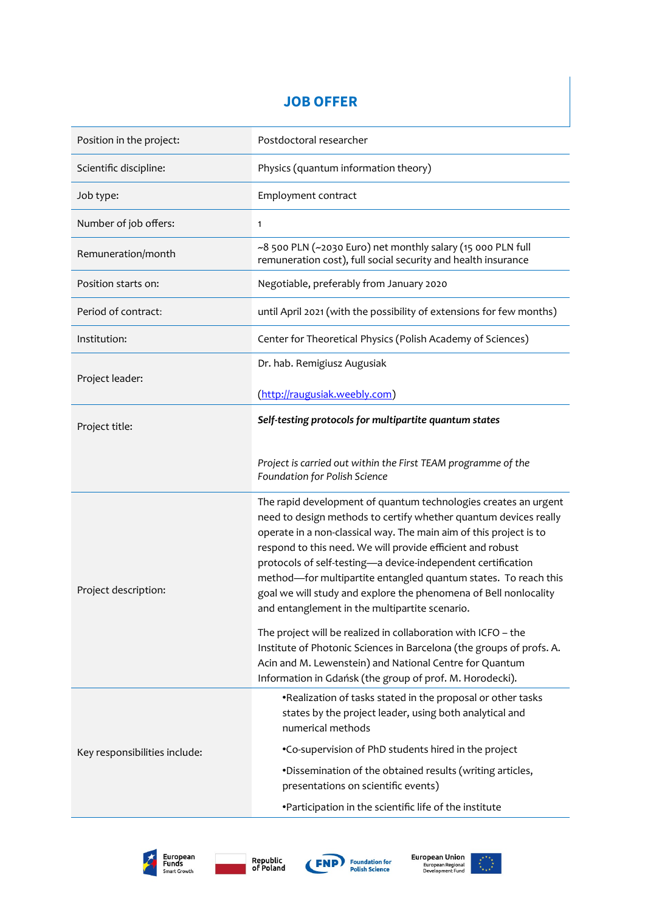# JOB OFFER

| | |
|---|---|
| Position in the project: | Postdoctoral researcher |
| Scientific discipline: | Physics (quantum information theory) |
| Job type: | Employment contract |
| Number of job offers: | 1 |
| Remuneration/month | ~8 500 PLN (~2030 Euro) net monthly salary (15 000 PLN full remuneration cost), full social security and health insurance |
| Position starts on: | Negotiable, preferably from January 2020 |
| Period of contract: | until April 2021 (with the possibility of extensions for few months) |
| Institution: | Center for Theoretical Physics (Polish Academy of Sciences) |
| Project leader: | Dr. hab. Remigiusz Augusiak<br><br>(http://raugusiak.weebly.com) |
| Project title: | ***Self-testing protocols for multipartite quantum states***<br><br>*Project is carried out within the First TEAM programme of the Foundation for Polish Science* |
| Project description: | The rapid development of quantum technologies creates an urgent need to design methods to certify whether quantum devices really operate in a non-classical way. The main aim of this project is to respond to this need. We will provide efficient and robust protocols of self-testing—a device-independent certification method—for multipartite entangled quantum states. To reach this goal we will study and explore the phenomena of Bell nonlocality and entanglement in the multipartite scenario.<br><br>The project will be realized in collaboration with ICFO – the Institute of Photonic Sciences in Barcelona (the groups of profs. A. Acin and M. Lewenstein) and National Centre for Quantum Information in Gdańsk (the group of prof. M. Horodecki). |
| Key responsibilities include: | •Realization of tasks stated in the proposal or other tasks states by the project leader, using both analytical and numerical methods<br><br>•Co-supervision of PhD students hired in the project<br><br>•Dissemination of the obtained results (writing articles, presentations on scientific events)<br><br>•Participation in the scientific life of the institute |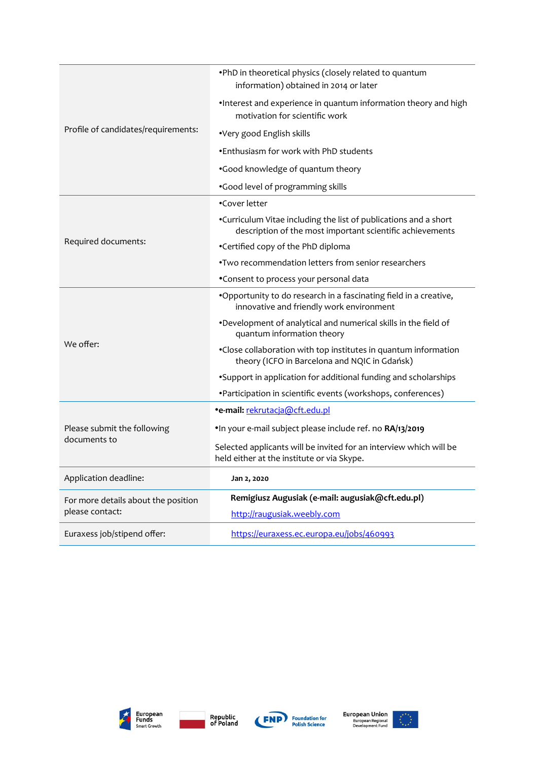| | |
|---|---|
| Profile of candidates/requirements: | •PhD in theoretical physics (closely related to quantum information) obtained in 2014 or later<br>•Interest and experience in quantum information theory and high motivation for scientific work<br>•Very good English skills<br>•Enthusiasm for work with PhD students<br>•Good knowledge of quantum theory<br>•Good level of programming skills |
| Required documents: | •Cover letter<br>•Curriculum Vitae including the list of publications and a short description of the most important scientific achievements<br>•Certified copy of the PhD diploma<br>•Two recommendation letters from senior researchers<br>•Consent to process your personal data |
| We offer: | •Opportunity to do research in a fascinating field in a creative, innovative and friendly work environment<br>•Development of analytical and numerical skills in the field of quantum information theory<br>•Close collaboration with top institutes in quantum information theory (ICFO in Barcelona and NQIC in Gdańsk)<br>•Support in application for additional funding and scholarships<br>•Participation in scientific events (workshops, conferences) |
| Please submit the following documents to | •**e-mail:** rekrutacja@cft.edu.pl<br>•In your e-mail subject please include ref. no **RA/13/2019**<br>Selected applicants will be invited for an interview which will be held either at the institute or via Skype. |
| Application deadline: | **Jan 2, 2020** |
| For more details about the position please contact: | **Remigiusz Augusiak (e-mail: augusiak@cft.edu.pl)**<br>http://raugusiak.weebly.com |
| Euraxess job/stipend offer: | https://euraxess.ec.europa.eu/jobs/460993 |

European Funds Smart Growth | Republic of Poland | FNP Foundation for Polish Science | European Union European Regional Development Fund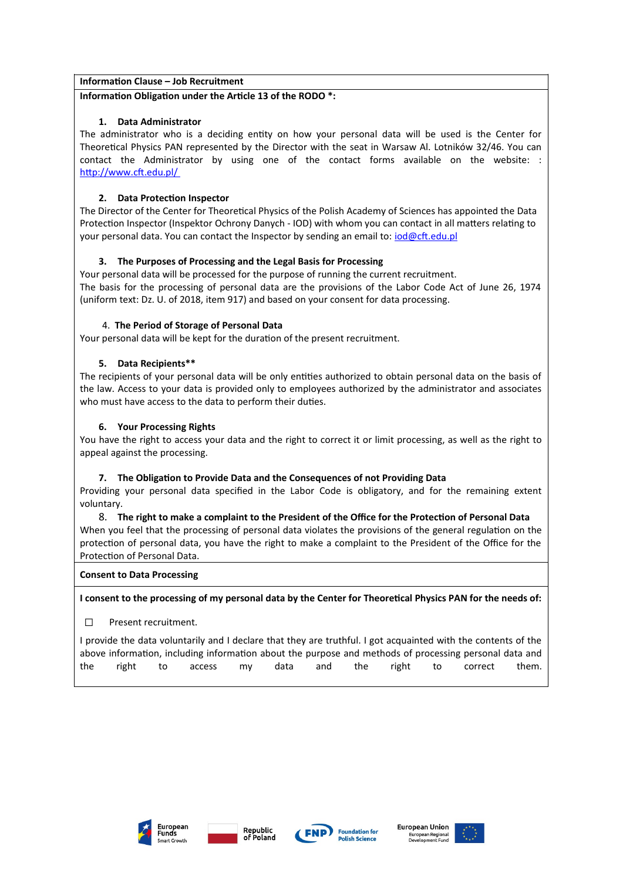**Information Clause – Job Recruitment**

**Information Obligation under the Article 13 of the RODO *:**

1. **Data Administrator**

The administrator who is a deciding entity on how your personal data will be used is the Center for Theoretical Physics PAN represented by the Director with the seat in Warsaw Al. Lotników 32/46. You can contact the Administrator by using one of the contact forms available on the website: : http://www.cft.edu.pl/

2. **Data Protection Inspector**

The Director of the Center for Theoretical Physics of the Polish Academy of Sciences has appointed the Data Protection Inspector (Inspektor Ochrony Danych - IOD) with whom you can contact in all matters relating to your personal data. You can contact the Inspector by sending an email to: iod@cft.edu.pl

3. **The Purposes of Processing and the Legal Basis for Processing**

Your personal data will be processed for the purpose of running the current recruitment.
The basis for the processing of personal data are the provisions of the Labor Code Act of June 26, 1974 (uniform text: Dz. U. of 2018, item 917) and based on your consent for data processing.

4. **The Period of Storage of Personal Data**

Your personal data will be kept for the duration of the present recruitment.

5. **Data Recipients****

The recipients of your personal data will be only entities authorized to obtain personal data on the basis of the law. Access to your data is provided only to employees authorized by the administrator and associates who must have access to the data to perform their duties.

6. **Your Processing Rights**

You have the right to access your data and the right to correct it or limit processing, as well as the right to appeal against the processing.

7. **The Obligation to Provide Data and the Consequences of not Providing Data**

Providing your personal data specified in the Labor Code is obligatory, and for the remaining extent voluntary.

8. **The right to make a complaint to the President of the Office for the Protection of Personal Data**

When you feel that the processing of personal data violates the provisions of the general regulation on the protection of personal data, you have the right to make a complaint to the President of the Office for the Protection of Personal Data.

**Consent to Data Processing**

**I consent to the processing of my personal data by the Center for Theoretical Physics PAN for the needs of:**

☐ Present recruitment.

I provide the data voluntarily and I declare that they are truthful. I got acquainted with the contents of the above information, including information about the purpose and methods of processing personal data and the right to access my data and the right to correct them.

European Funds Smart Growth | Republic of Poland | FNP Foundation for Polish Science | European Union European Regional Development Fund